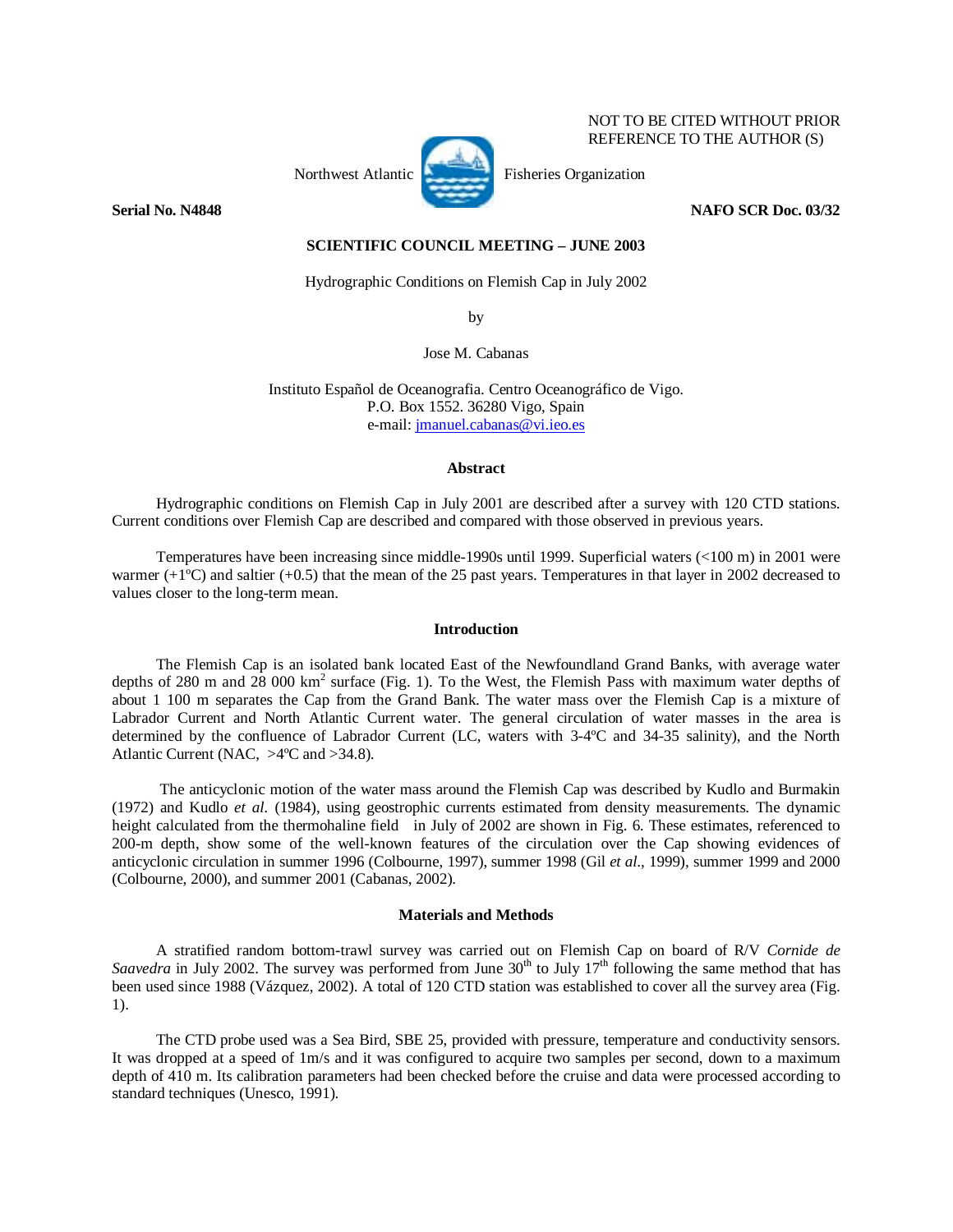NOT TO BE CITED WITHOUT PRIOR REFERENCE TO THE AUTHOR (S)

Northwest Atlantic Fisheries Organization

**Serial No. N4848** **NAFO SCR Doc. 03/32**

**SCIENTIFIC COUNCIL MEETING – JUNE 2003**

# Hydrographic Conditions on Flemish Cap in July 2002

by

Jose M. Cabanas

Instituto Español de Oceanografia. Centro Oceanográfico de Vigo.
P.O. Box 1552. 36280 Vigo, Spain
e-mail: jmanuel.cabanas@vi.ieo.es

## Abstract

Hydrographic conditions on Flemish Cap in July 2001 are described after a survey with 120 CTD stations. Current conditions over Flemish Cap are described and compared with those observed in previous years.

Temperatures have been increasing since middle-1990s until 1999. Superficial waters (<100 m) in 2001 were warmer (+1ºC) and saltier (+0.5) that the mean of the 25 past years. Temperatures in that layer in 2002 decreased to values closer to the long-term mean.

## Introduction

The Flemish Cap is an isolated bank located East of the Newfoundland Grand Banks, with average water depths of 280 m and 28 000 km$^2$ surface (Fig. 1). To the West, the Flemish Pass with maximum water depths of about 1 100 m separates the Cap from the Grand Bank. The water mass over the Flemish Cap is a mixture of Labrador Current and North Atlantic Current water. The general circulation of water masses in the area is determined by the confluence of Labrador Current (LC, waters with 3-4ºC and 34-35 salinity), and the North Atlantic Current (NAC, >4ºC and >34.8).

The anticyclonic motion of the water mass around the Flemish Cap was described by Kudlo and Burmakin (1972) and Kudlo *et al.* (1984), using geostrophic currents estimated from density measurements. The dynamic height calculated from the thermohaline field in July of 2002 are shown in Fig. 6. These estimates, referenced to 200-m depth, show some of the well-known features of the circulation over the Cap showing evidences of anticyclonic circulation in summer 1996 (Colbourne, 1997), summer 1998 (Gil *et al.*, 1999), summer 1999 and 2000 (Colbourne, 2000), and summer 2001 (Cabanas, 2002).

## Materials and Methods

A stratified random bottom-trawl survey was carried out on Flemish Cap on board of R/V *Cornide de Saavedra* in July 2002. The survey was performed from June 30th to July 17th following the same method that has been used since 1988 (Vázquez, 2002). A total of 120 CTD station was established to cover all the survey area (Fig. 1).

The CTD probe used was a Sea Bird, SBE 25, provided with pressure, temperature and conductivity sensors. It was dropped at a speed of 1m/s and it was configured to acquire two samples per second, down to a maximum depth of 410 m. Its calibration parameters had been checked before the cruise and data were processed according to standard techniques (Unesco, 1991).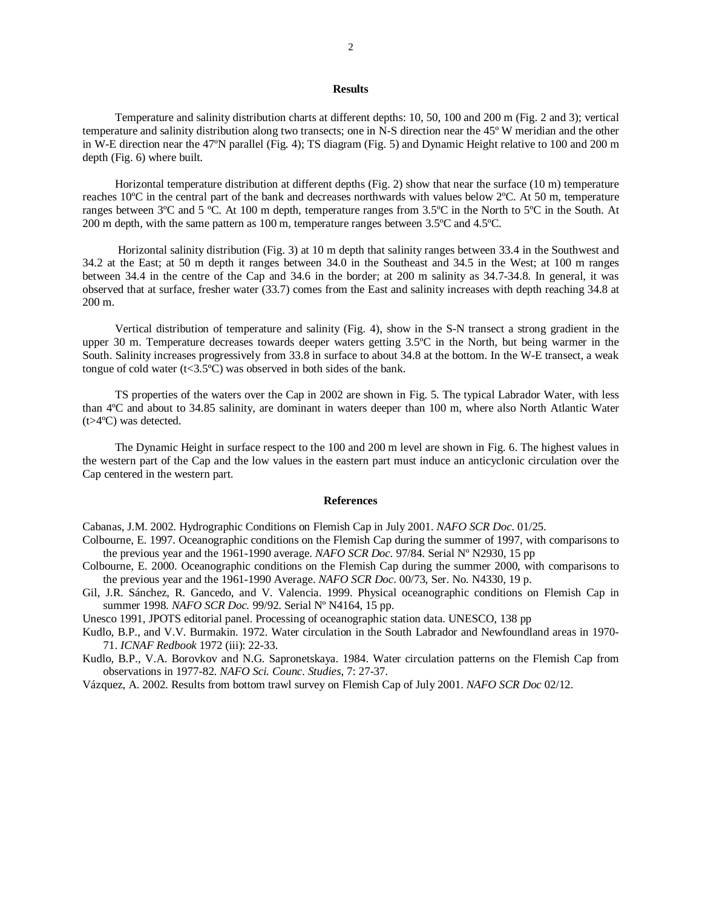## Results

Temperature and salinity distribution charts at different depths: 10, 50, 100 and 200 m (Fig. 2 and 3); vertical temperature and salinity distribution along two transects; one in N-S direction near the 45º W meridian and the other in W-E direction near the 47ºN parallel (Fig. 4); TS diagram (Fig. 5) and Dynamic Height relative to 100 and 200 m depth (Fig. 6) where built.

Horizontal temperature distribution at different depths (Fig. 2) show that near the surface (10 m) temperature reaches 10ºC in the central part of the bank and decreases northwards with values below 2ºC. At 50 m, temperature ranges between 3ºC and 5 ºC. At 100 m depth, temperature ranges from 3.5ºC in the North to 5ºC in the South. At 200 m depth, with the same pattern as 100 m, temperature ranges between 3.5ºC and 4.5ºC.

Horizontal salinity distribution (Fig. 3) at 10 m depth that salinity ranges between 33.4 in the Southwest and 34.2 at the East; at 50 m depth it ranges between 34.0 in the Southeast and 34.5 in the West; at 100 m ranges between 34.4 in the centre of the Cap and 34.6 in the border; at 200 m salinity as 34.7-34.8. In general, it was observed that at surface, fresher water (33.7) comes from the East and salinity increases with depth reaching 34.8 at 200 m.

Vertical distribution of temperature and salinity (Fig. 4), show in the S-N transect a strong gradient in the upper 30 m. Temperature decreases towards deeper waters getting 3.5ºC in the North, but being warmer in the South. Salinity increases progressively from 33.8 in surface to about 34.8 at the bottom. In the W-E transect, a weak tongue of cold water (t<3.5ºC) was observed in both sides of the bank.

TS properties of the waters over the Cap in 2002 are shown in Fig. 5. The typical Labrador Water, with less than 4ºC and about to 34.85 salinity, are dominant in waters deeper than 100 m, where also North Atlantic Water (t>4ºC) was detected.

The Dynamic Height in surface respect to the 100 and 200 m level are shown in Fig. 6. The highest values in the western part of the Cap and the low values in the eastern part must induce an anticyclonic circulation over the Cap centered in the western part.

## References

Cabanas, J.M. 2002. Hydrographic Conditions on Flemish Cap in July 2001. *NAFO SCR Doc*. 01/25.

Colbourne, E. 1997. Oceanographic conditions on the Flemish Cap during the summer of 1997, with comparisons to the previous year and the 1961-1990 average. *NAFO SCR Doc*. 97/84. Serial Nº N2930, 15 pp

Colbourne, E. 2000. Oceanographic conditions on the Flemish Cap during the summer 2000, with comparisons to the previous year and the 1961-1990 Average. *NAFO SCR Doc*. 00/73, Ser. No. N4330, 19 p.

Gil, J.R. Sánchez, R. Gancedo, and V. Valencia. 1999. Physical oceanographic conditions on Flemish Cap in summer 1998. *NAFO SCR Doc.* 99/92. Serial Nº N4164, 15 pp.

Unesco 1991, JPOTS editorial panel. Processing of oceanographic station data. UNESCO, 138 pp

Kudlo, B.P., and V.V. Burmakin. 1972. Water circulation in the South Labrador and Newfoundland areas in 1970-71. *ICNAF Redbook* 1972 (iii): 22-33.

Kudlo, B.P., V.A. Borovkov and N.G. Sapronetskaya. 1984. Water circulation patterns on the Flemish Cap from observations in 1977-82. *NAFO Sci. Counc. Studies*, 7: 27-37.

Vázquez, A. 2002. Results from bottom trawl survey on Flemish Cap of July 2001. *NAFO SCR Doc* 02/12.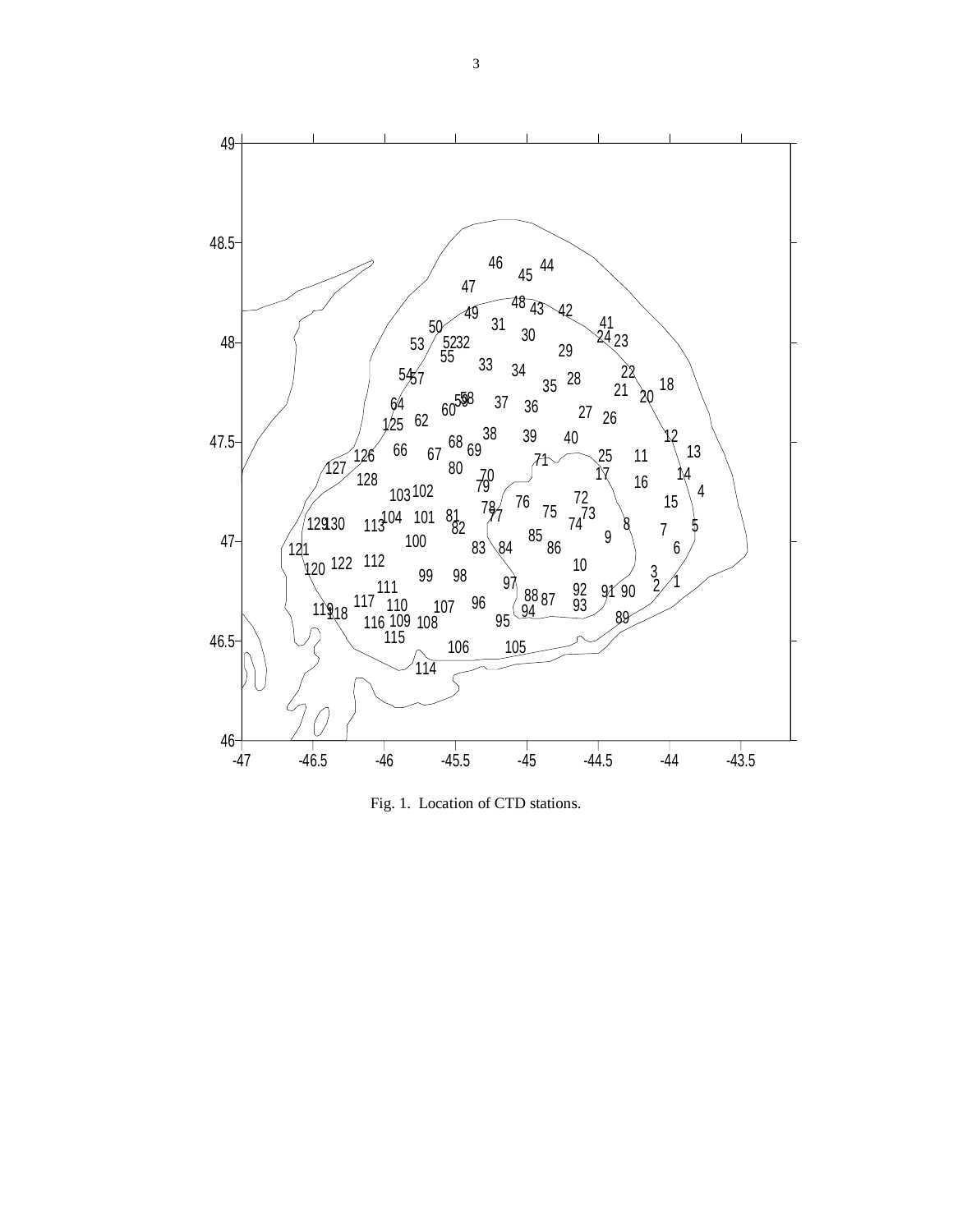Fig. 1. Location of CTD stations.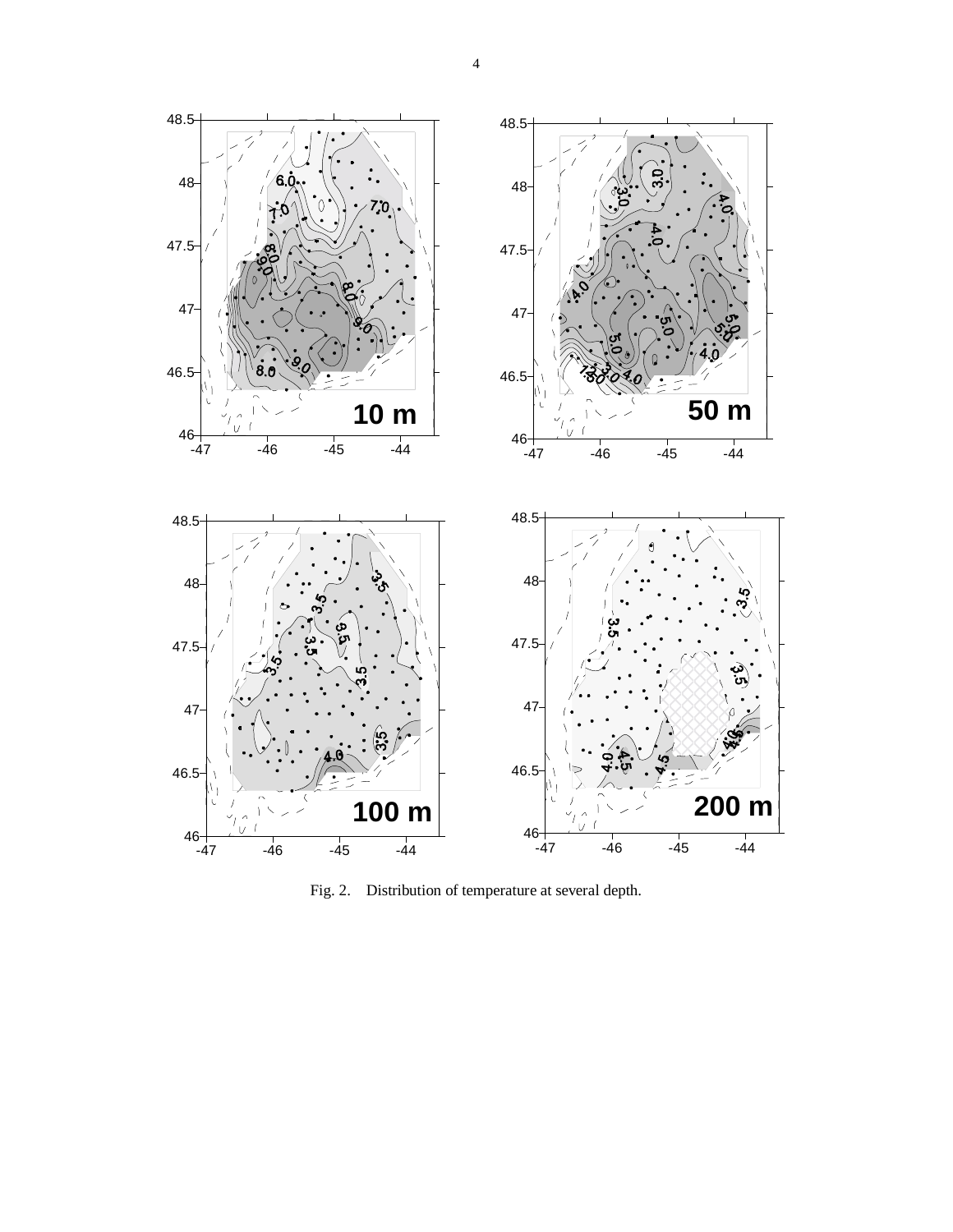Fig. 2. Distribution of temperature at several depth.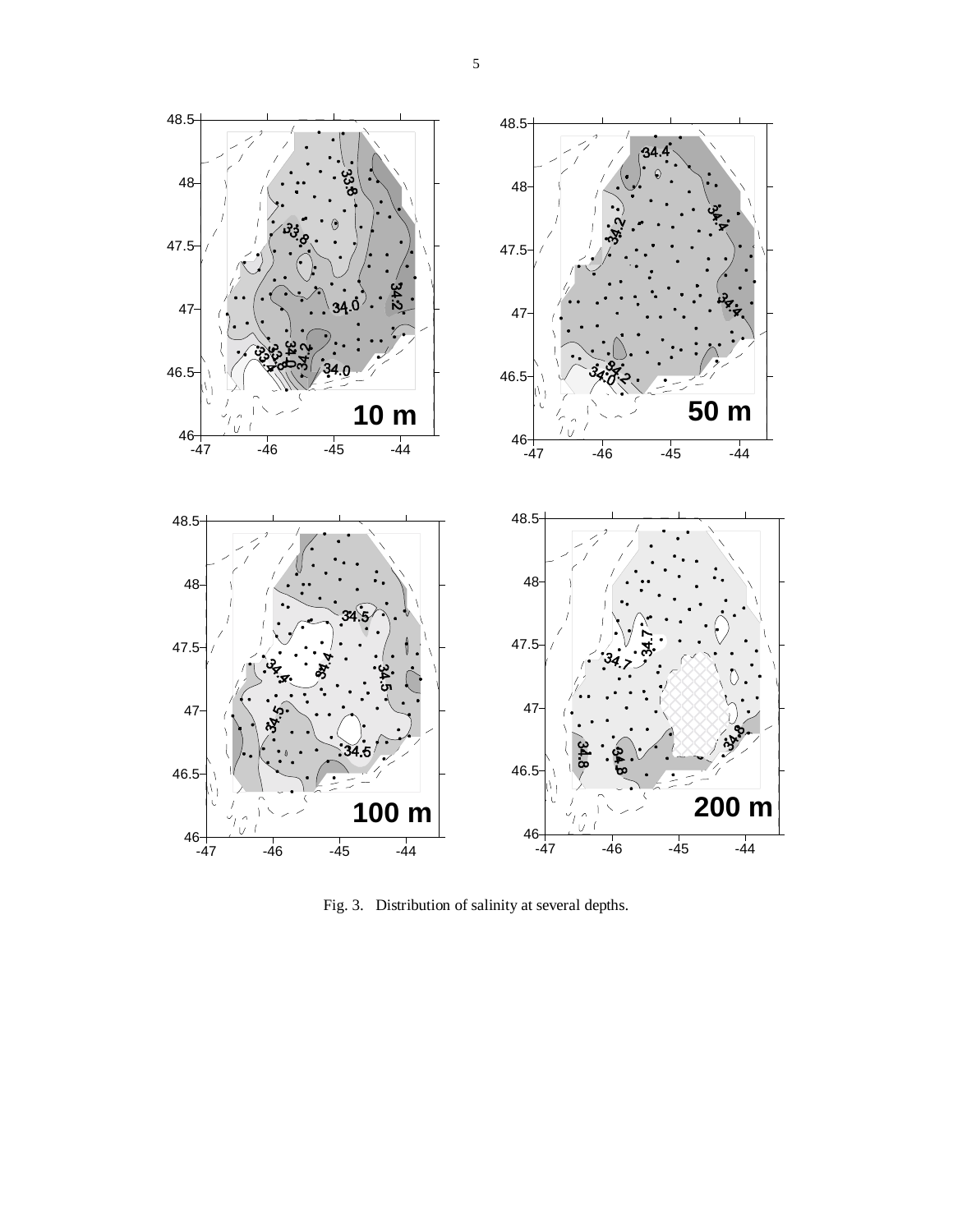Fig. 3. Distribution of salinity at several depths.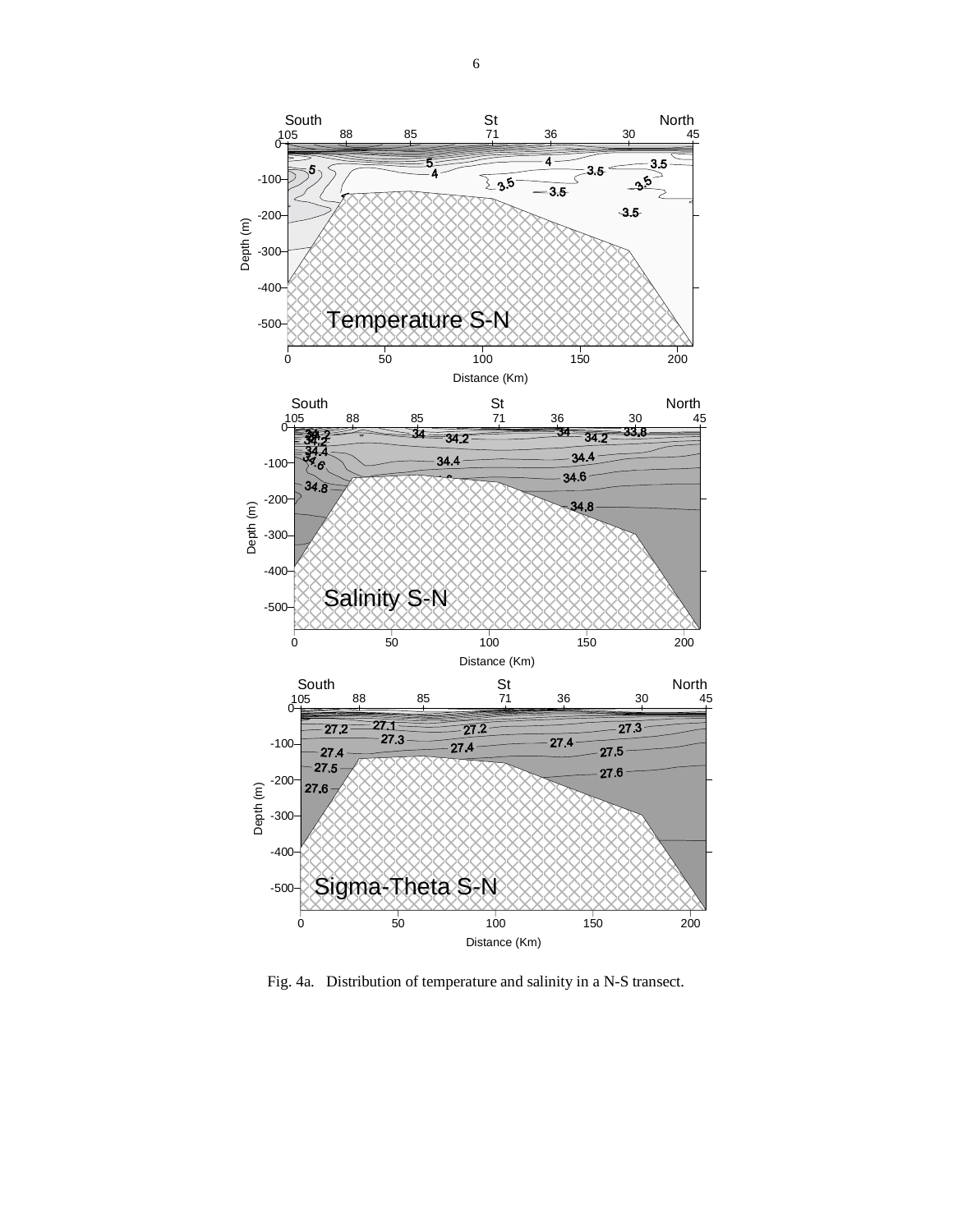Fig. 4a. Distribution of temperature and salinity in a N-S transect.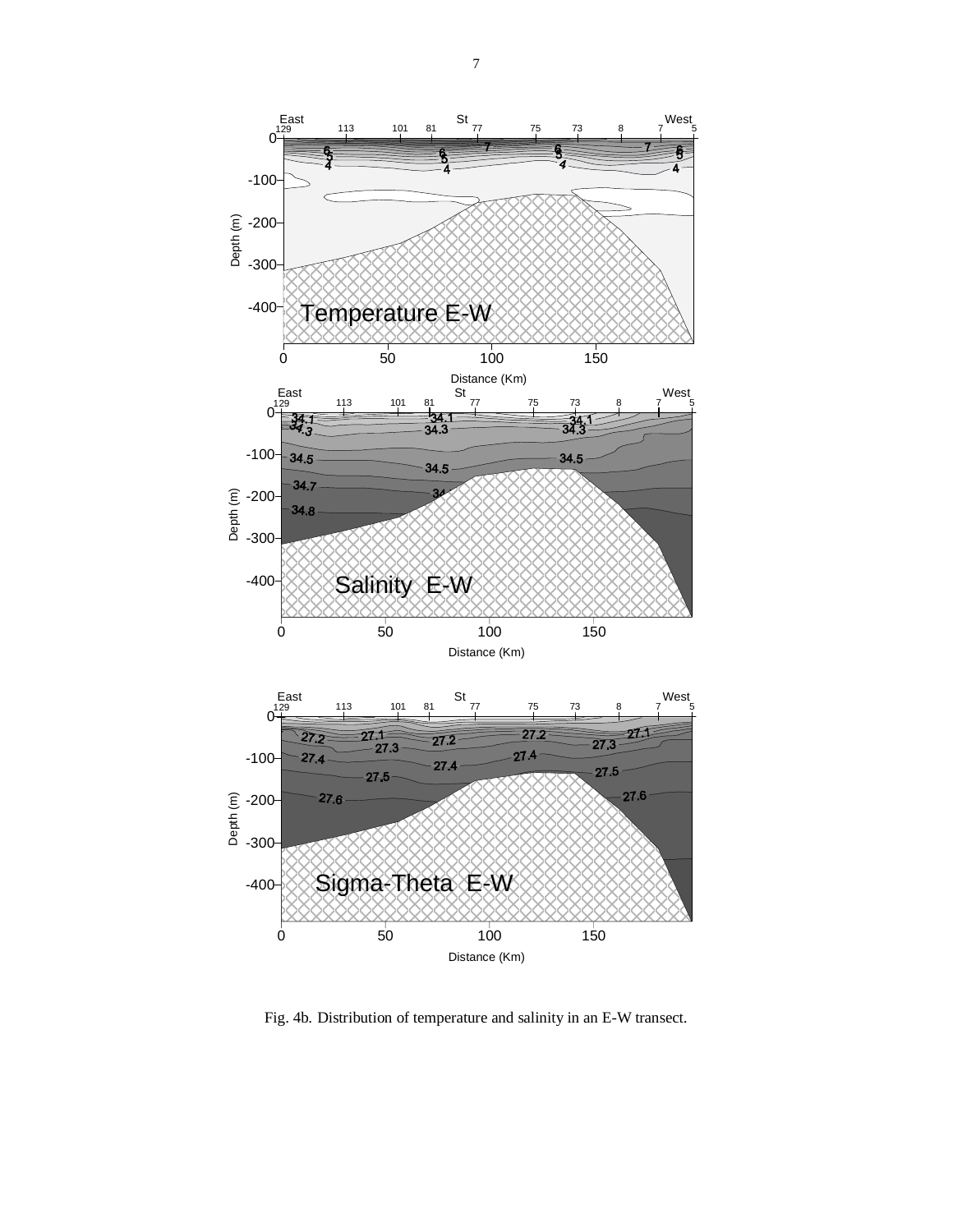Fig. 4b. Distribution of temperature and salinity in an E-W transect.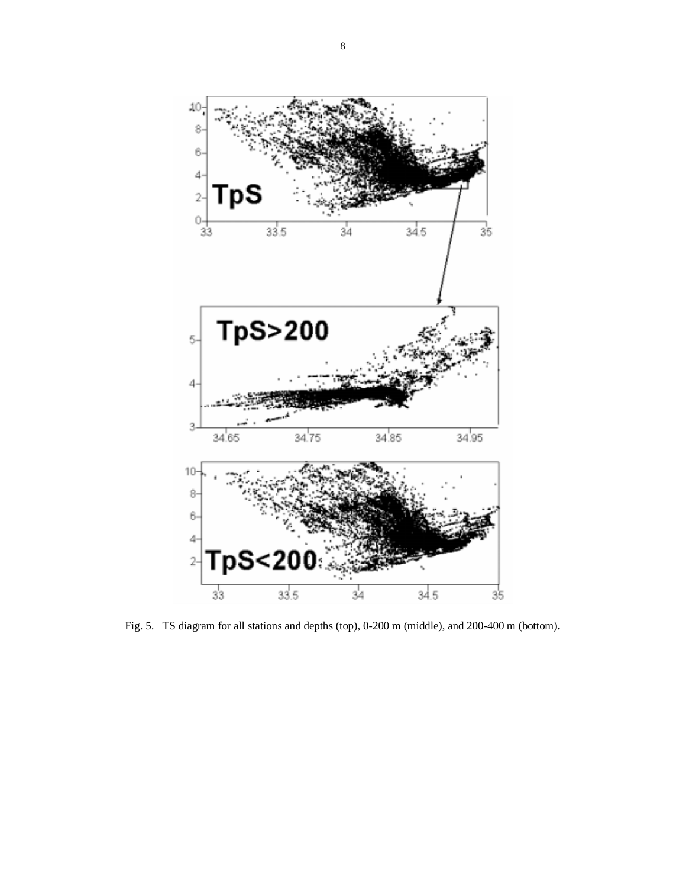Fig. 5. TS diagram for all stations and depths (top), 0-200 m (middle), and 200-400 m (bottom).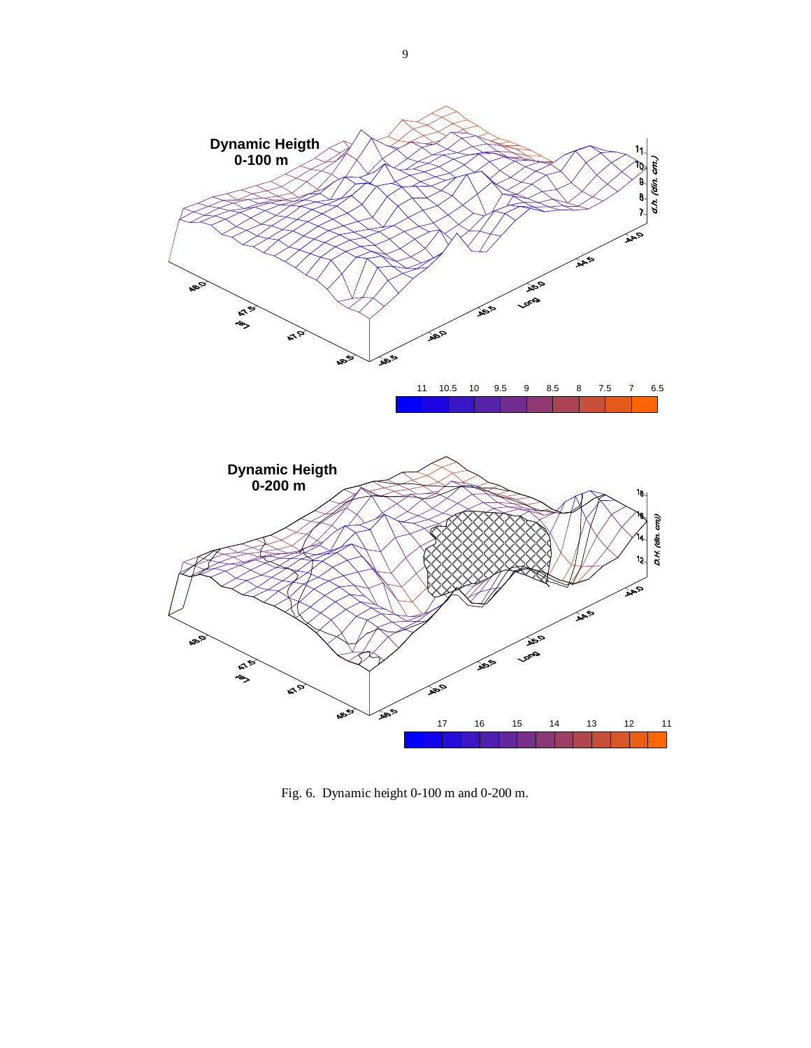Dynamic Heigth
0-100 m

11
10
9
8
7
d.h. (din. cm.)

-44.0
-44.5
-45.0
-45.5
-46.0
-46.5
Long

48.0
47.5
47.0
46.5
Lat

11 10.5 10 9.5 9 8.5 8 7.5 7 6.5

Dynamic Heigth
0-200 m

18
16
14
12
D.H. (din. cm))

-44.0
-44.5
-45.0
-45.5
-46.0
-46.5
Long

48.0
47.5
47.0
46.5
Lat

17 16 15 14 13 12 11

Fig. 6. Dynamic height 0-100 m and 0-200 m.